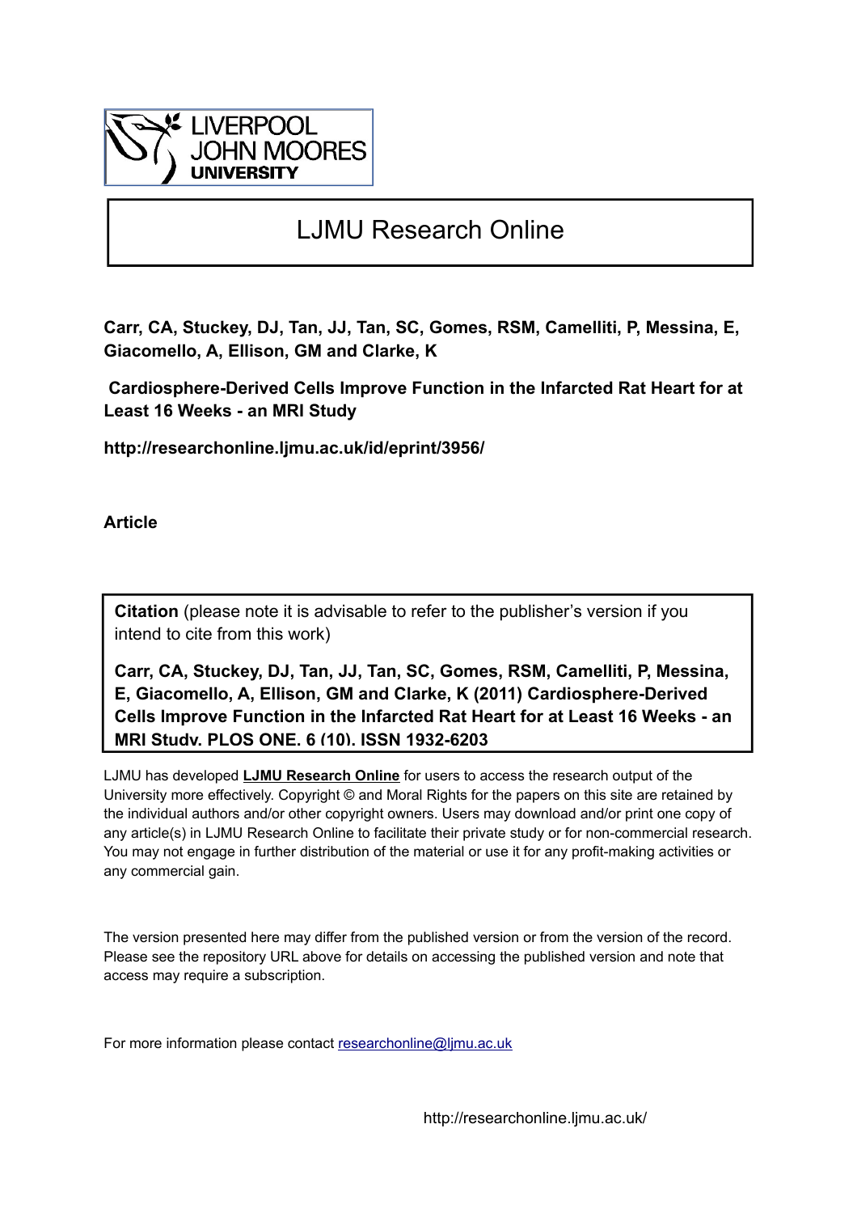LIVERPOOL JOHN MOORES UNIVERSITY

# LJMU Research Online

**Carr, CA, Stuckey, DJ, Tan, JJ, Tan, SC, Gomes, RSM, Camelliti, P, Messina, E, Giacomello, A, Ellison, GM and Clarke, K**

**Cardiosphere-Derived Cells Improve Function in the Infarcted Rat Heart for at Least 16 Weeks - an MRI Study**

**http://researchonline.ljmu.ac.uk/id/eprint/3956/**

**Article**

**Citation** (please note it is advisable to refer to the publisher's version if you intend to cite from this work)

**Carr, CA, Stuckey, DJ, Tan, JJ, Tan, SC, Gomes, RSM, Camelliti, P, Messina, E, Giacomello, A, Ellison, GM and Clarke, K (2011) Cardiosphere-Derived Cells Improve Function in the Infarcted Rat Heart for at Least 16 Weeks - an MRI Study. PLOS ONE, 6 (10). ISSN 1932-6203**

LJMU has developed **LJMU Research Online** for users to access the research output of the University more effectively. Copyright © and Moral Rights for the papers on this site are retained by the individual authors and/or other copyright owners. Users may download and/or print one copy of any article(s) in LJMU Research Online to facilitate their private study or for non-commercial research. You may not engage in further distribution of the material or use it for any profit-making activities or any commercial gain.

The version presented here may differ from the published version or from the version of the record. Please see the repository URL above for details on accessing the published version and note that access may require a subscription.

For more information please contact researchonline@ljmu.ac.uk

http://researchonline.ljmu.ac.uk/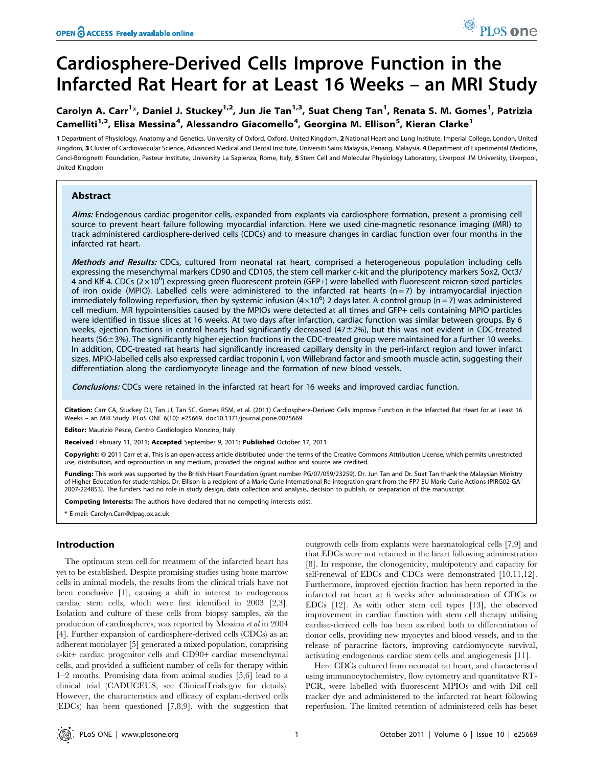# Cardiosphere-Derived Cells Improve Function in the Infarcted Rat Heart for at Least 16 Weeks – an MRI Study

**Carolyn A. Carr[1]*, Daniel J. Stuckey[1,2], Jun Jie Tan[1,3], Suat Cheng Tan[1], Renata S. M. Gomes[1], Patrizia Camelliti[1,2], Elisa Messina[4], Alessandro Giacomello[4], Georgina M. Ellison[5], Kieran Clarke[1]**

**1** Department of Physiology, Anatomy and Genetics, University of Oxford, Oxford, United Kingdom, **2** National Heart and Lung Institute, Imperial College, London, United Kingdom, **3** Cluster of Cardiovascular Science, Advanced Medical and Dental Institute, Universiti Sains Malaysia, Penang, Malaysia, **4** Department of Experimental Medicine, Cenci-Bolognetti Foundation, Pasteur Institute, University La Sapienza, Rome, Italy, **5** Stem Cell and Molecular Physiology Laboratory, Liverpool JM University, Liverpool, United Kingdom

## Abstract

***Aims:*** Endogenous cardiac progenitor cells, expanded from explants via cardiosphere formation, present a promising cell source to prevent heart failure following myocardial infarction. Here we used cine-magnetic resonance imaging (MRI) to track administered cardiosphere-derived cells (CDCs) and to measure changes in cardiac function over four months in the infarcted rat heart.

***Methods and Results:*** CDCs, cultured from neonatal rat heart, comprised a heterogeneous population including cells expressing the mesenchymal markers CD90 and CD105, the stem cell marker c-kit and the pluripotency markers Sox2, Oct3/4 and Klf-4. CDCs ($2\times10^6$) expressing green fluorescent protein (GFP+) were labelled with fluorescent micron-sized particles of iron oxide (MPIO). Labelled cells were administered to the infarcted rat hearts (n = 7) by intramyocardial injection immediately following reperfusion, then by systemic infusion ($4\times10^6$) 2 days later. A control group (n = 7) was administered cell medium. MR hypointensities caused by the MPIOs were detected at all times and GFP+ cells containing MPIO particles were identified in tissue slices at 16 weeks. At two days after infarction, cardiac function was similar between groups. By 6 weeks, ejection fractions in control hearts had significantly decreased (47±2%), but this was not evident in CDC-treated hearts (56±3%). The significantly higher ejection fractions in the CDC-treated group were maintained for a further 10 weeks. In addition, CDC-treated rat hearts had significantly increased capillary density in the peri-infarct region and lower infarct sizes. MPIO-labelled cells also expressed cardiac troponin I, von Willebrand factor and smooth muscle actin, suggesting their differentiation along the cardiomyocyte lineage and the formation of new blood vessels.

***Conclusions:*** CDCs were retained in the infarcted rat heart for 16 weeks and improved cardiac function.

**Citation:** Carr CA, Stuckey DJ, Tan JJ, Tan SC, Gomes RSM, et al. (2011) Cardiosphere-Derived Cells Improve Function in the Infarcted Rat Heart for at Least 16 Weeks – an MRI Study. PLoS ONE 6(10): e25669. doi:10.1371/journal.pone.0025669

**Editor:** Maurizio Pesce, Centro Cardiologico Monzino, Italy

**Received** February 11, 2011; **Accepted** September 9, 2011; **Published** October 17, 2011

**Copyright:** © 2011 Carr et al. This is an open-access article distributed under the terms of the Creative Commons Attribution License, which permits unrestricted use, distribution, and reproduction in any medium, provided the original author and source are credited.

**Funding:** This work was supported by the British Heart Foundation (grant number PG/07/059/23259). Dr. Jun Tan and Dr. Suat Tan thank the Malaysian Ministry of Higher Education for studentships. Dr. Ellison is a recipient of a Marie Curie International Re-integration grant from the FP7 EU Marie Curie Actions (PIRG02-GA-2007-224853). The funders had no role in study design, data collection and analysis, decision to publish, or preparation of the manuscript.

**Competing Interests:** The authors have declared that no competing interests exist.

* E-mail: Carolyn.Carr@dpag.ox.ac.uk

## Introduction

The optimum stem cell for treatment of the infarcted heart has yet to be established. Despite promising studies using bone marrow cells in animal models, the results from the clinical trials have not been conclusive [1], causing a shift in interest to endogenous cardiac stem cells, which were first identified in 2003 [2,3]. Isolation and culture of these cells from biopsy samples, *via* the production of cardiospheres, was reported by Messina *et al* in 2004 [4]. Further expansion of cardiosphere-derived cells (CDCs) as an adherent monolayer [5] generated a mixed population, comprising c-kit+ cardiac progenitor cells and CD90+ cardiac mesenchymal cells, and provided a sufficient number of cells for therapy within 1–2 months. Promising data from animal studies [5,6] lead to a clinical trial (CADUCEUS; see ClinicalTrials.gov for details). However, the characteristics and efficacy of explant-derived cells (EDCs) has been questioned [7,8,9], with the suggestion that outgrowth cells from explants were haematological cells [7,9] and that EDCs were not retained in the heart following administration [8]. In response, the clonogenicity, multipotency and capacity for self-renewal of EDCs and CDCs were demonstrated [10,11,12]. Furthermore, improved ejection fraction has been reported in the infarcted rat heart at 6 weeks after administration of CDCs or EDCs [12]. As with other stem cell types [13], the observed improvement in cardiac function with stem cell therapy utilising cardiac-derived cells has been ascribed both to differentiation of donor cells, providing new myocytes and blood vessels, and to the release of paracrine factors, improving cardiomyocyte survival, activating endogenous cardiac stem cells and angiogenesis [11].

Here CDCs cultured from neonatal rat heart, and characterised using immunocytochemistry, flow cytometry and quantitative RT-PCR, were labelled with fluorescent MPIOs and with DiI cell tracker dye and administered to the infarcted rat heart following reperfusion. The limited retention of administered cells has beset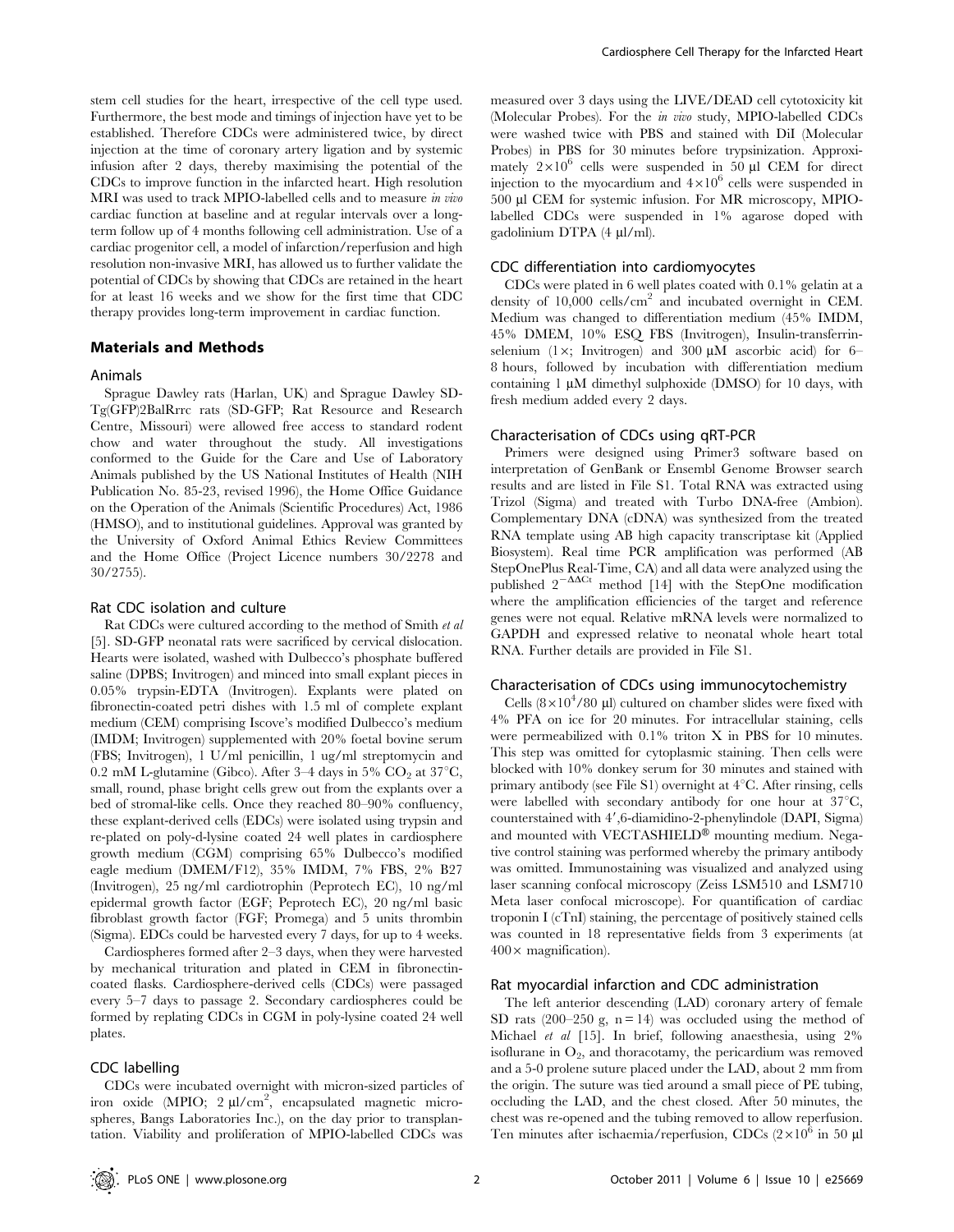stem cell studies for the heart, irrespective of the cell type used. Furthermore, the best mode and timings of injection have yet to be established. Therefore CDCs were administered twice, by direct injection at the time of coronary artery ligation and by systemic infusion after 2 days, thereby maximising the potential of the CDCs to improve function in the infarcted heart. High resolution MRI was used to track MPIO-labelled cells and to measure *in vivo* cardiac function at baseline and at regular intervals over a long-term follow up of 4 months following cell administration. Use of a cardiac progenitor cell, a model of infarction/reperfusion and high resolution non-invasive MRI, has allowed us to further validate the potential of CDCs by showing that CDCs are retained in the heart for at least 16 weeks and we show for the first time that CDC therapy provides long-term improvement in cardiac function.

## Materials and Methods

### Animals

Sprague Dawley rats (Harlan, UK) and Sprague Dawley SD-Tg(GFP)2BalRrrc rats (SD-GFP; Rat Resource and Research Centre, Missouri) were allowed free access to standard rodent chow and water throughout the study. All investigations conformed to the Guide for the Care and Use of Laboratory Animals published by the US National Institutes of Health (NIH Publication No. 85-23, revised 1996), the Home Office Guidance on the Operation of the Animals (Scientific Procedures) Act, 1986 (HMSO), and to institutional guidelines. Approval was granted by the University of Oxford Animal Ethics Review Committees and the Home Office (Project Licence numbers 30/2278 and 30/2755).

### Rat CDC isolation and culture

Rat CDCs were cultured according to the method of Smith *et al* [5]. SD-GFP neonatal rats were sacrificed by cervical dislocation. Hearts were isolated, washed with Dulbecco's phosphate buffered saline (DPBS; Invitrogen) and minced into small explant pieces in 0.05% trypsin-EDTA (Invitrogen). Explants were plated on fibronectin-coated petri dishes with 1.5 ml of complete explant medium (CEM) comprising Iscove's modified Dulbecco's medium (IMDM; Invitrogen) supplemented with 20% foetal bovine serum (FBS; Invitrogen), 1 U/ml penicillin, 1 ug/ml streptomycin and 0.2 mM L-glutamine (Gibco). After 3–4 days in 5% $CO_2$ at 37°C, small, round, phase bright cells grew out from the explants over a bed of stromal-like cells. Once they reached 80–90% confluency, these explant-derived cells (EDCs) were isolated using trypsin and re-plated on poly-d-lysine coated 24 well plates in cardiosphere growth medium (CGM) comprising 65% Dulbecco's modified eagle medium (DMEM/F12), 35% IMDM, 7% FBS, 2% B27 (Invitrogen), 25 ng/ml cardiotrophin (Peprotech EC), 10 ng/ml epidermal growth factor (EGF; Peprotech EC), 20 ng/ml basic fibroblast growth factor (FGF; Promega) and 5 units thrombin (Sigma). EDCs could be harvested every 7 days, for up to 4 weeks.

Cardiospheres formed after 2–3 days, when they were harvested by mechanical trituration and plated in CEM in fibronectin-coated flasks. Cardiosphere-derived cells (CDCs) were passaged every 5–7 days to passage 2. Secondary cardiospheres could be formed by replating CDCs in CGM in poly-lysine coated 24 well plates.

### CDC labelling

CDCs were incubated overnight with micron-sized particles of iron oxide (MPIO; 2 µl/cm$^2$, encapsulated magnetic microspheres, Bangs Laboratories Inc.), on the day prior to transplantation. Viability and proliferation of MPIO-labelled CDCs was measured over 3 days using the LIVE/DEAD cell cytotoxicity kit (Molecular Probes). For the *in vivo* study, MPIO-labelled CDCs were washed twice with PBS and stained with DiI (Molecular Probes) in PBS for 30 minutes before trypsinization. Approximately $2\times10^6$ cells were suspended in 50 µl CEM for direct injection to the myocardium and $4\times10^6$ cells were suspended in 500 µl CEM for systemic infusion. For MR microscopy, MPIO-labelled CDCs were suspended in 1% agarose doped with gadolinium DTPA (4 µl/ml).

### CDC differentiation into cardiomyocytes

CDCs were plated in 6 well plates coated with 0.1% gelatin at a density of 10,000 cells/cm$^2$ and incubated overnight in CEM. Medium was changed to differentiation medium (45% IMDM, 45% DMEM, 10% ESQ FBS (Invitrogen), Insulin-transferrin-selenium (1×; Invitrogen) and 300 µM ascorbic acid) for 6–8 hours, followed by incubation with differentiation medium containing 1 µM dimethyl sulphoxide (DMSO) for 10 days, with fresh medium added every 2 days.

### Characterisation of CDCs using qRT-PCR

Primers were designed using Primer3 software based on interpretation of GenBank or Ensembl Genome Browser search results and are listed in File S1. Total RNA was extracted using Trizol (Sigma) and treated with Turbo DNA-free (Ambion). Complementary DNA (cDNA) was synthesized from the treated RNA template using AB high capacity transcriptase kit (Applied Biosystem). Real time PCR amplification was performed (AB StepOnePlus Real-Time, CA) and all data were analyzed using the published $2^{-\Delta\Delta Ct}$ method [14] with the StepOne modification where the amplification efficiencies of the target and reference genes were not equal. Relative mRNA levels were normalized to GAPDH and expressed relative to neonatal whole heart total RNA. Further details are provided in File S1.

### Characterisation of CDCs using immunocytochemistry

Cells ($8\times10^4$/80 µl) cultured on chamber slides were fixed with 4% PFA on ice for 20 minutes. For intracellular staining, cells were permeabilized with 0.1% triton X in PBS for 10 minutes. This step was omitted for cytoplasmic staining. Then cells were blocked with 10% donkey serum for 30 minutes and stained with primary antibody (see File S1) overnight at 4°C. After rinsing, cells were labelled with secondary antibody for one hour at 37°C, counterstained with 4′,6-diamidino-2-phenylindole (DAPI, Sigma) and mounted with VECTASHIELD® mounting medium. Negative control staining was performed whereby the primary antibody was omitted. Immunostaining was visualized and analyzed using laser scanning confocal microscopy (Zeiss LSM510 and LSM710 Meta laser confocal microscope). For quantification of cardiac troponin I (cTnI) staining, the percentage of positively stained cells was counted in 18 representative fields from 3 experiments (at 400× magnification).

### Rat myocardial infarction and CDC administration

The left anterior descending (LAD) coronary artery of female SD rats (200–250 g, n = 14) was occluded using the method of Michael *et al* [15]. In brief, following anaesthesia, using 2% isoflurane in $O_2$, and thoracotomy, the pericardium was removed and a 5-0 prolene suture placed under the LAD, about 2 mm from the origin. The suture was tied around a small piece of PE tubing, occluding the LAD, and the chest closed. After 50 minutes, the chest was re-opened and the tubing removed to allow reperfusion. Ten minutes after ischaemia/reperfusion, CDCs ($2\times10^6$ in 50 µl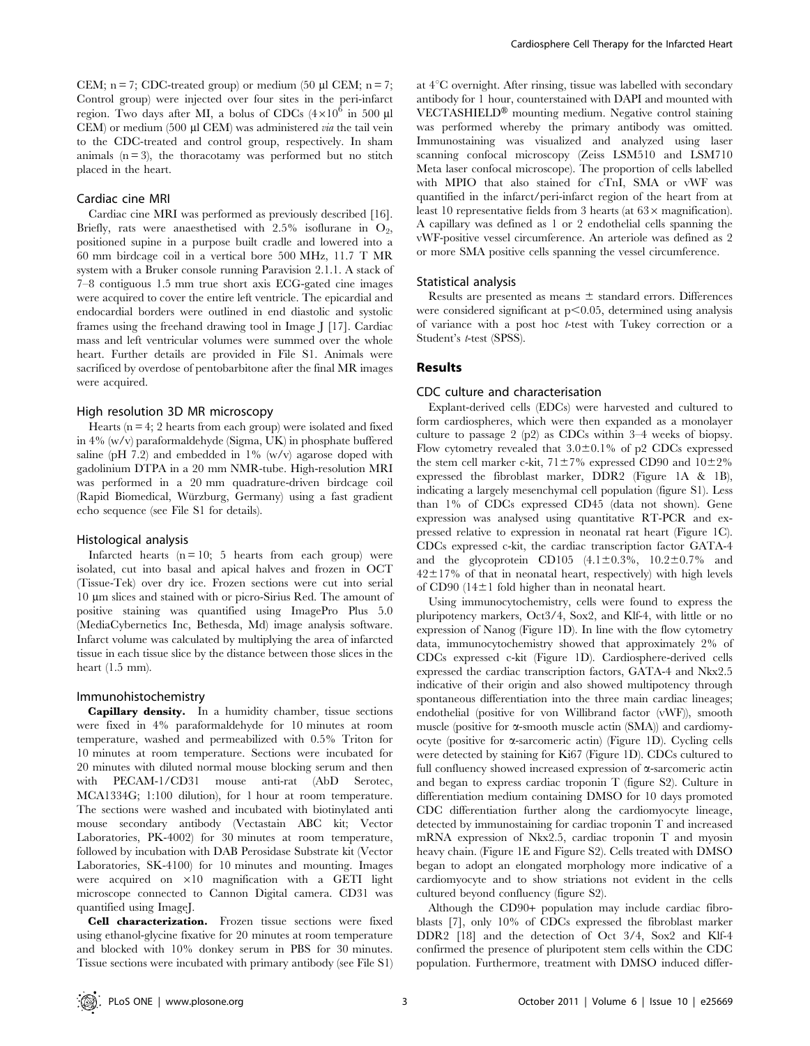CEM; n = 7; CDC-treated group) or medium (50 µl CEM; n = 7; Control group) were injected over four sites in the peri-infarct region. Two days after MI, a bolus of CDCs ($4\times10^6$ in 500 µl CEM) or medium (500 µl CEM) was administered *via* the tail vein to the CDC-treated and control group, respectively. In sham animals (n = 3), the thoracotamy was performed but no stitch placed in the heart.

### Cardiac cine MRI

Cardiac cine MRI was performed as previously described [16]. Briefly, rats were anaesthetised with 2.5% isoflurane in $O_2$, positioned supine in a purpose built cradle and lowered into a 60 mm birdcage coil in a vertical bore 500 MHz, 11.7 T MR system with a Bruker console running Paravision 2.1.1. A stack of 7–8 contiguous 1.5 mm true short axis ECG-gated cine images were acquired to cover the entire left ventricle. The epicardial and endocardial borders were outlined in end diastolic and systolic frames using the freehand drawing tool in Image J [17]. Cardiac mass and left ventricular volumes were summed over the whole heart. Further details are provided in File S1. Animals were sacrificed by overdose of pentobarbitone after the final MR images were acquired.

### High resolution 3D MR microscopy

Hearts (n = 4; 2 hearts from each group) were isolated and fixed in 4% (w/v) paraformaldehyde (Sigma, UK) in phosphate buffered saline (pH 7.2) and embedded in 1% (w/v) agarose doped with gadolinium DTPA in a 20 mm NMR-tube. High-resolution MRI was performed in a 20 mm quadrature-driven birdcage coil (Rapid Biomedical, Würzburg, Germany) using a fast gradient echo sequence (see File S1 for details).

### Histological analysis

Infarcted hearts (n = 10; 5 hearts from each group) were isolated, cut into basal and apical halves and frozen in OCT (Tissue-Tek) over dry ice. Frozen sections were cut into serial 10 µm slices and stained with or picro-Sirius Red. The amount of positive staining was quantified using ImagePro Plus 5.0 (MediaCybernetics Inc, Bethesda, Md) image analysis software. Infarct volume was calculated by multiplying the area of infarcted tissue in each tissue slice by the distance between those slices in the heart (1.5 mm).

### Immunohistochemistry

**Capillary density.** In a humidity chamber, tissue sections were fixed in 4% paraformaldehyde for 10 minutes at room temperature, washed and permeabilized with 0.5% Triton for 10 minutes at room temperature. Sections were incubated for 20 minutes with diluted normal mouse blocking serum and then with PECAM-1/CD31 mouse anti-rat (AbD Serotec, MCA1334G; 1:100 dilution), for 1 hour at room temperature. The sections were washed and incubated with biotinylated anti mouse secondary antibody (Vectastain ABC kit; Vector Laboratories, PK-4002) for 30 minutes at room temperature, followed by incubation with DAB Perosidase Substrate kit (Vector Laboratories, SK-4100) for 10 minutes and mounting. Images were acquired on ×10 magnification with a GETI light microscope connected to Cannon Digital camera. CD31 was quantified using ImageJ.

**Cell characterization.** Frozen tissue sections were fixed using ethanol-glycine fixative for 20 minutes at room temperature and blocked with 10% donkey serum in PBS for 30 minutes. Tissue sections were incubated with primary antibody (see File S1) at 4°C overnight. After rinsing, tissue was labelled with secondary antibody for 1 hour, counterstained with DAPI and mounted with VECTASHIELD® mounting medium. Negative control staining was performed whereby the primary antibody was omitted. Immunostaining was visualized and analyzed using laser scanning confocal microscopy (Zeiss LSM510 and LSM710 Meta laser confocal microscope). The proportion of cells labelled with MPIO that also stained for cTnI, SMA or vWF was quantified in the infarct/peri-infarct region of the heart from at least 10 representative fields from 3 hearts (at 63× magnification). A capillary was defined as 1 or 2 endothelial cells spanning the vWF-positive vessel circumference. An arteriole was defined as 2 or more SMA positive cells spanning the vessel circumference.

### Statistical analysis

Results are presented as means ± standard errors. Differences were considered significant at $p<0.05$, determined using analysis of variance with a post hoc *t*-test with Tukey correction or a Student's *t*-test (SPSS).

## Results

### CDC culture and characterisation

Explant-derived cells (EDCs) were harvested and cultured to form cardiospheres, which were then expanded as a monolayer culture to passage 2 (p2) as CDCs within 3–4 weeks of biopsy. Flow cytometry revealed that 3.0±0.1% of p2 CDCs expressed the stem cell marker c-kit, 71±7% expressed CD90 and 10±2% expressed the fibroblast marker, DDR2 (Figure 1A & 1B), indicating a largely mesenchymal cell population (figure S1). Less than 1% of CDCs expressed CD45 (data not shown). Gene expression was analysed using quantitative RT-PCR and expressed relative to expression in neonatal rat heart (Figure 1C). CDCs expressed c-kit, the cardiac transcription factor GATA-4 and the glycoprotein CD105 (4.1±0.3%, 10.2±0.7% and 42±17% of that in neonatal heart, respectively) with high levels of CD90 (14±1 fold higher than in neonatal heart.

Using immunocytochemistry, cells were found to express the pluripotency markers, Oct3/4, Sox2, and Klf-4, with little or no expression of Nanog (Figure 1D). In line with the flow cytometry data, immunocytochemistry showed that approximately 2% of CDCs expressed c-kit (Figure 1D). Cardiosphere-derived cells expressed the cardiac transcription factors, GATA-4 and Nkx2.5 indicative of their origin and also showed multipotency through spontaneous differentiation into the three main cardiac lineages; endothelial (positive for von Willibrand factor (vWF)), smooth muscle (positive for α-smooth muscle actin (SMA)) and cardiomyocyte (positive for α-sarcomeric actin) (Figure 1D). Cycling cells were detected by staining for Ki67 (Figure 1D). CDCs cultured to full confluency showed increased expression of α-sarcomeric actin and began to express cardiac troponin T (figure S2). Culture in differentiation medium containing DMSO for 10 days promoted CDC differentiation further along the cardiomyocyte lineage, detected by immunostaining for cardiac troponin T and increased mRNA expression of Nkx2.5, cardiac troponin T and myosin heavy chain. (Figure 1E and Figure S2). Cells treated with DMSO began to adopt an elongated morphology more indicative of a cardiomyocyte and to show striations not evident in the cells cultured beyond confluency (figure S2).

Although the CD90+ population may include cardiac fibroblasts [7], only 10% of CDCs expressed the fibroblast marker DDR2 [18] and the detection of Oct 3/4, Sox2 and Klf-4 confirmed the presence of pluripotent stem cells within the CDC population. Furthermore, treatment with DMSO induced differ-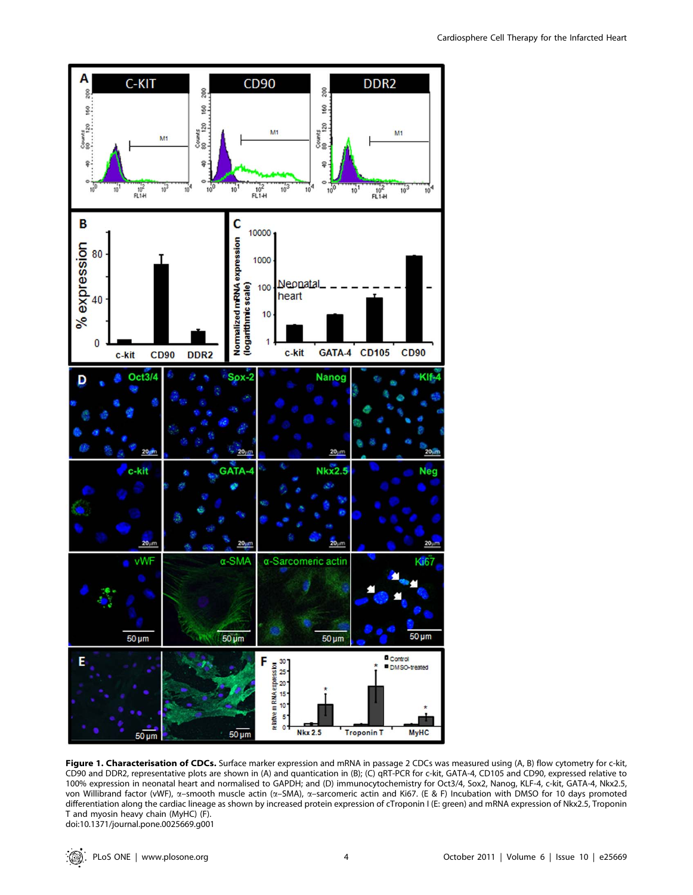**Figure 1. Characterisation of CDCs.** Surface marker expression and mRNA in passage 2 CDCs was measured using (A, B) flow cytometry for c-kit, CD90 and DDR2, representative plots are shown in (A) and quantication in (B); (C) qRT-PCR for c-kit, GATA-4, CD105 and CD90, expressed relative to 100% expression in neonatal heart and normalised to GAPDH; and (D) immunocytochemistry for Oct3/4, Sox2, Nanog, KLF-4, c-kit, GATA-4, Nkx2.5, von Willibrand factor (vWF), α–smooth muscle actin (α–SMA), α–sarcomeric actin and Ki67. (E & F) Incubation with DMSO for 10 days promoted differentiation along the cardiac lineage as shown by increased protein expression of cTroponin I (E: green) and mRNA expression of Nkx2.5, Troponin T and myosin heavy chain (MyHC) (F).

doi:10.1371/journal.pone.0025669.g001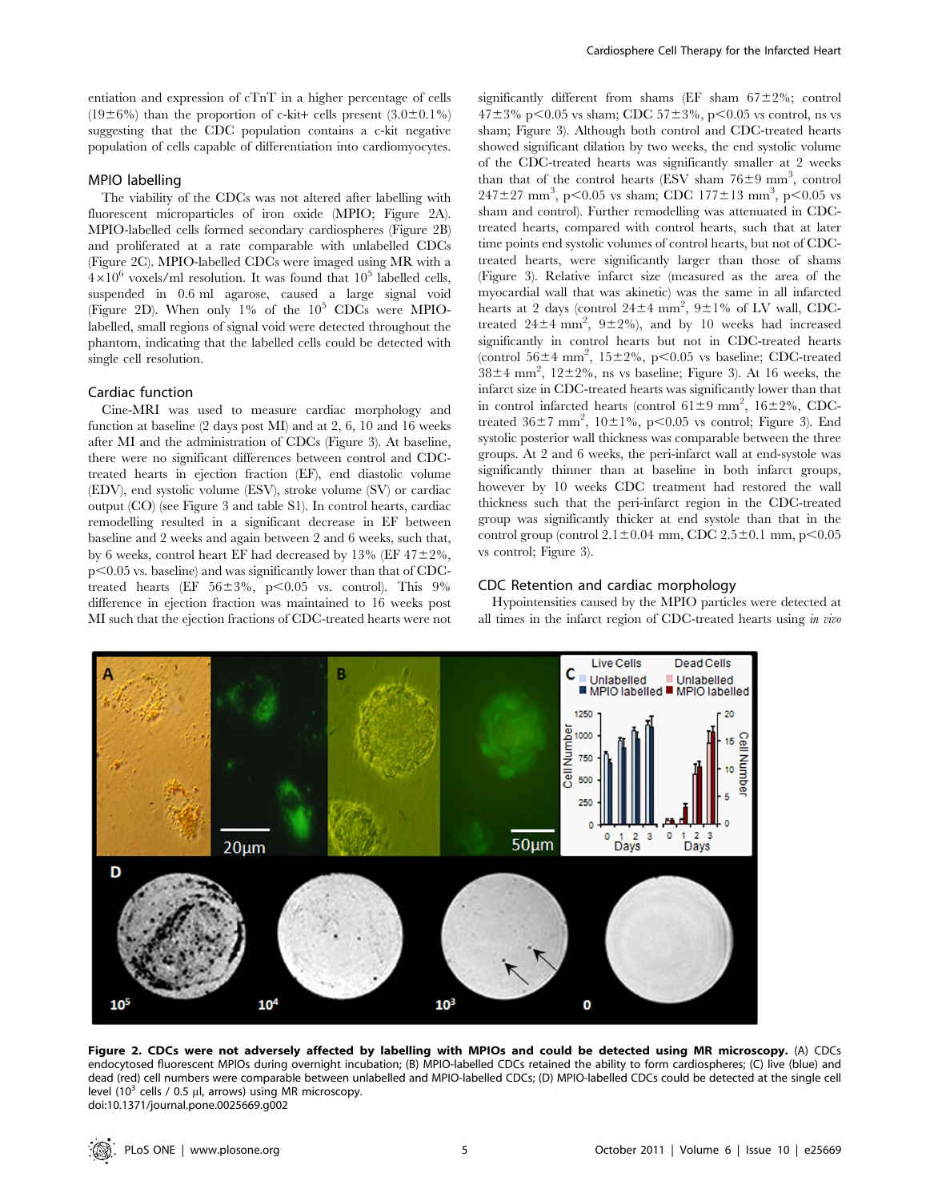entiation and expression of cTnT in a higher percentage of cells (19±6%) than the proportion of c-kit+ cells present (3.0±0.1%) suggesting that the CDC population contains a c-kit negative population of cells capable of differentiation into cardiomyocytes.

### MPIO labelling

The viability of the CDCs was not altered after labelling with fluorescent microparticles of iron oxide (MPIO; Figure 2A). MPIO-labelled cells formed secondary cardiospheres (Figure 2B) and proliferated at a rate comparable with unlabelled CDCs (Figure 2C). MPIO-labelled CDCs were imaged using MR with a $4\times10^6$ voxels/ml resolution. It was found that $10^5$ labelled cells, suspended in 0.6 ml agarose, caused a large signal void (Figure 2D). When only 1% of the $10^5$ CDCs were MPIO-labelled, small regions of signal void were detected throughout the phantom, indicating that the labelled cells could be detected with single cell resolution.

### Cardiac function

Cine-MRI was used to measure cardiac morphology and function at baseline (2 days post MI) and at 2, 6, 10 and 16 weeks after MI and the administration of CDCs (Figure 3). At baseline, there were no significant differences between control and CDC-treated hearts in ejection fraction (EF), end diastolic volume (EDV), end systolic volume (ESV), stroke volume (SV) or cardiac output (CO) (see Figure 3 and table S1). In control hearts, cardiac remodelling resulted in a significant decrease in EF between baseline and 2 weeks and again between 2 and 6 weeks, such that, by 6 weeks, control heart EF had decreased by 13% (EF 47±2%, $p<0.05$ vs. baseline) and was significantly lower than that of CDC-treated hearts (EF 56±3%, $p<0.05$ vs. control). This 9% difference in ejection fraction was maintained to 16 weeks post MI such that the ejection fractions of CDC-treated hearts were not significantly different from shams (EF sham 67±2%; control 47±3% $p<0.05$ vs sham; CDC 57±3%, $p<0.05$ vs control, ns vs sham; Figure 3). Although both control and CDC-treated hearts showed significant dilation by two weeks, the end systolic volume of the CDC-treated hearts was significantly smaller at 2 weeks than that of the control hearts (ESV sham 76±9 $mm^3$, control 247±27 $mm^3$, $p<0.05$ vs sham; CDC 177±13 $mm^3$, $p<0.05$ vs sham and control). Further remodelling was attenuated in CDC-treated hearts, compared with control hearts, such that at later time points end systolic volumes of control hearts, but not of CDC-treated hearts, were significantly larger than those of shams (Figure 3). Relative infarct size (measured as the area of the myocardial wall that was akinetic) was the same in all infarcted hearts at 2 days (control 24±4 $mm^2$, 9±1% of LV wall, CDC-treated 24±4 $mm^2$, 9±2%), and by 10 weeks had increased significantly in control hearts but not in CDC-treated hearts (control 56±4 $mm^2$, 15±2%, $p<0.05$ vs baseline; CDC-treated 38±4 $mm^2$, 12±2%, ns vs baseline; Figure 3). At 16 weeks, the infarct size in CDC-treated hearts was significantly lower than that in control infarcted hearts (control 61±9 $mm^2$, 16±2%, CDC-treated 36±7 $mm^2$, 10±1%, $p<0.05$ vs control; Figure 3). End systolic posterior wall thickness was comparable between the three groups. At 2 and 6 weeks, the peri-infarct wall at end-systole was significantly thinner than at baseline in both infarct groups, however by 10 weeks CDC treatment had restored the wall thickness such that the peri-infarct region in the CDC-treated group was significantly thicker at end systole than that in the control group (control 2.1±0.04 mm, CDC 2.5±0.1 mm, $p<0.05$ vs control; Figure 3).

### CDC Retention and cardiac morphology

Hypointensities caused by the MPIO particles were detected at all times in the infarct region of CDC-treated hearts using *in vivo*

**Figure 2. CDCs were not adversely affected by labelling with MPIOs and could be detected using MR microscopy.** (A) CDCs endocytosed fluorescent MPIOs during overnight incubation; (B) MPIO-labelled CDCs retained the ability to form cardiospheres; (C) live (blue) and dead (red) cell numbers were comparable between unlabelled and MPIO-labelled CDCs; (D) MPIO-labelled CDCs could be detected at the single cell level ($10^3$ cells / 0.5 µl, arrows) using MR microscopy.
doi:10.1371/journal.pone.0025669.g002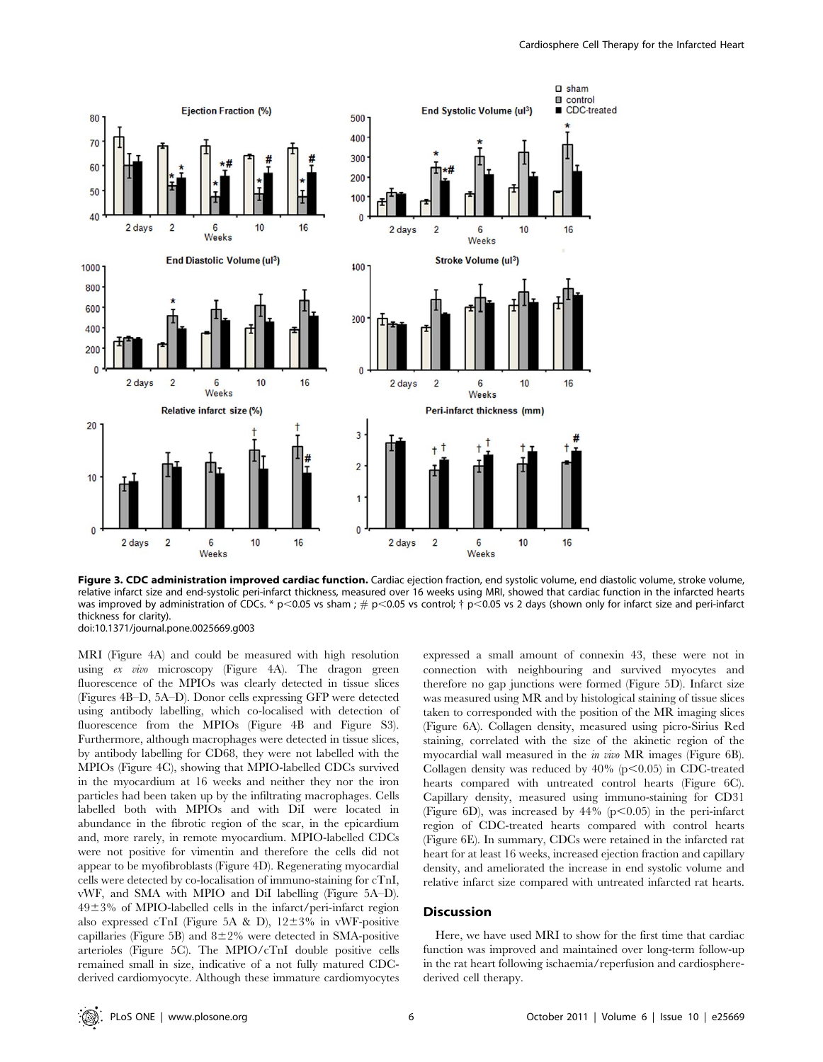**Figure 3. CDC administration improved cardiac function.** Cardiac ejection fraction, end systolic volume, end diastolic volume, stroke volume, relative infarct size and end-systolic peri-infarct thickness, measured over 16 weeks using MRI, showed that cardiac function in the infarcted hearts was improved by administration of CDCs. * $p<0.05$ vs sham ; # $p<0.05$ vs control; † $p<0.05$ vs 2 days (shown only for infarct size and peri-infarct thickness for clarity).
doi:10.1371/journal.pone.0025669.g003

MRI (Figure 4A) and could be measured with high resolution using *ex vivo* microscopy (Figure 4A). The dragon green fluorescence of the MPIOs was clearly detected in tissue slices (Figures 4B–D, 5A–D). Donor cells expressing GFP were detected using antibody labelling, which co-localised with detection of fluorescence from the MPIOs (Figure 4B and Figure S3). Furthermore, although macrophages were detected in tissue slices, by antibody labelling for CD68, they were not labelled with the MPIOs (Figure 4C), showing that MPIO-labelled CDCs survived in the myocardium at 16 weeks and neither they nor the iron particles had been taken up by the infiltrating macrophages. Cells labelled both with MPIOs and with DiI were located in abundance in the fibrotic region of the scar, in the epicardium and, more rarely, in remote myocardium. MPIO-labelled CDCs were not positive for vimentin and therefore the cells did not appear to be myofibroblasts (Figure 4D). Regenerating myocardial cells were detected by co-localisation of immuno-staining for cTnI, vWF, and SMA with MPIO and DiI labelling (Figure 5A–D). 49±3% of MPIO-labelled cells in the infarct/peri-infarct region also expressed cTnI (Figure 5A & D), 12±3% in vWF-positive capillaries (Figure 5B) and 8±2% were detected in SMA-positive arterioles (Figure 5C). The MPIO/cTnI double positive cells remained small in size, indicative of a not fully matured CDC-derived cardiomyocyte. Although these immature cardiomyocytes expressed a small amount of connexin 43, these were not in connection with neighbouring and survived myocytes and therefore no gap junctions were formed (Figure 5D). Infarct size was measured using MR and by histological staining of tissue slices taken to corresponded with the position of the MR imaging slices (Figure 6A). Collagen density, measured using picro-Sirius Red staining, correlated with the size of the akinetic region of the myocardial wall measured in the *in vivo* MR images (Figure 6B). Collagen density was reduced by 40% ($p<0.05$) in CDC-treated hearts compared with untreated control hearts (Figure 6C). Capillary density, measured using immuno-staining for CD31 (Figure 6D), was increased by 44% ($p<0.05$) in the peri-infarct region of CDC-treated hearts compared with control hearts (Figure 6E). In summary, CDCs were retained in the infarcted rat heart for at least 16 weeks, increased ejection fraction and capillary density, and ameliorated the increase in end systolic volume and relative infarct size compared with untreated infarcted rat hearts.

## Discussion

Here, we have used MRI to show for the first time that cardiac function was improved and maintained over long-term follow-up in the rat heart following ischaemia/reperfusion and cardiosphere-derived cell therapy.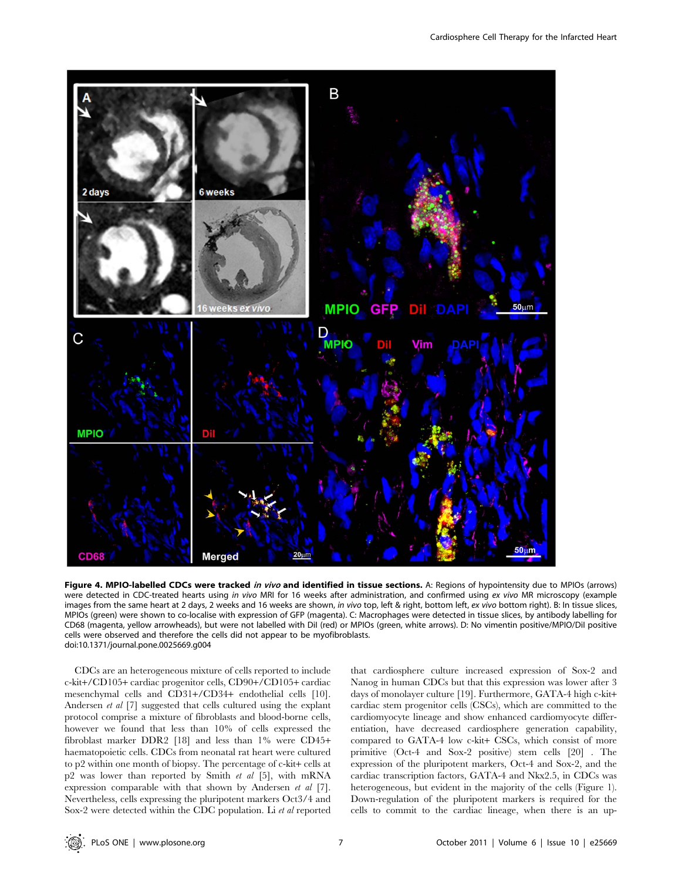**Figure 4. MPIO-labelled CDCs were tracked *in vivo* and identified in tissue sections.** A: Regions of hypointensity due to MPIOs (arrows) were detected in CDC-treated hearts using *in vivo* MRI for 16 weeks after administration, and confirmed using *ex vivo* MR microscopy (example images from the same heart at 2 days, 2 weeks and 16 weeks are shown, *in vivo* top, left & right, bottom left, *ex vivo* bottom right). B: In tissue slices, MPIOs (green) were shown to co-localise with expression of GFP (magenta). C: Macrophages were detected in tissue slices, by antibody labelling for CD68 (magenta, yellow arrowheads), but were not labelled with DiI (red) or MPIOs (green, white arrows). D: No vimentin positive/MPIO/DiI positive cells were observed and therefore the cells did not appear to be myofibroblasts.
doi:10.1371/journal.pone.0025669.g004

CDCs are an heterogeneous mixture of cells reported to include c-kit+/CD105+ cardiac progenitor cells, CD90+/CD105+ cardiac mesenchymal cells and CD31+/CD34+ endothelial cells [10]. Andersen *et al* [7] suggested that cells cultured using the explant protocol comprise a mixture of fibroblasts and blood-borne cells, however we found that less than 10% of cells expressed the fibroblast marker DDR2 [18] and less than 1% were CD45+ haematopoietic cells. CDCs from neonatal rat heart were cultured to p2 within one month of biopsy. The percentage of c-kit+ cells at p2 was lower than reported by Smith *et al* [5], with mRNA expression comparable with that shown by Andersen *et al* [7]. Nevertheless, cells expressing the pluripotent markers Oct3/4 and Sox-2 were detected within the CDC population. Li *et al* reported that cardiosphere culture increased expression of Sox-2 and Nanog in human CDCs but that this expression was lower after 3 days of monolayer culture [19]. Furthermore, GATA-4 high c-kit+ cardiac stem progenitor cells (CSCs), which are committed to the cardiomyocyte lineage and show enhanced cardiomyocyte differentiation, have decreased cardiosphere generation capability, compared to GATA-4 low c-kit+ CSCs, which consist of more primitive (Oct-4 and Sox-2 positive) stem cells [20] . The expression of the pluripotent markers, Oct-4 and Sox-2, and the cardiac transcription factors, GATA-4 and Nkx2.5, in CDCs was heterogeneous, but evident in the majority of the cells (Figure 1). Down-regulation of the pluripotent markers is required for the cells to commit to the cardiac lineage, when there is an up-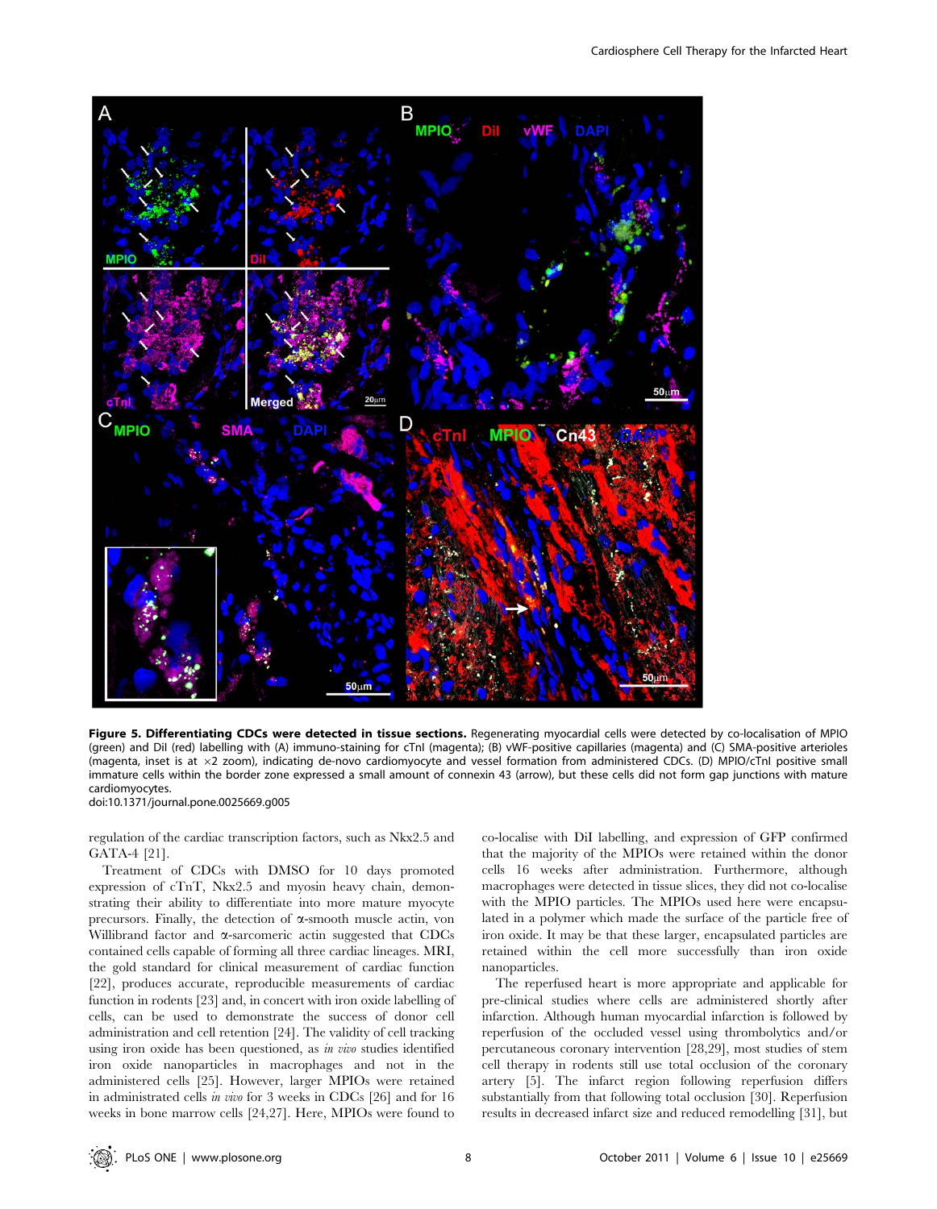**Figure 5. Differentiating CDCs were detected in tissue sections.** Regenerating myocardial cells were detected by co-localisation of MPIO (green) and DiI (red) labelling with (A) immuno-staining for cTnI (magenta); (B) vWF-positive capillaries (magenta) and (C) SMA-positive arterioles (magenta, inset is at ×2 zoom), indicating de-novo cardiomyocyte and vessel formation from administered CDCs. (D) MPIO/cTnI positive small immature cells within the border zone expressed a small amount of connexin 43 (arrow), but these cells did not form gap junctions with mature cardiomyocytes.
doi:10.1371/journal.pone.0025669.g005

regulation of the cardiac transcription factors, such as Nkx2.5 and GATA-4 [21].

Treatment of CDCs with DMSO for 10 days promoted expression of cTnT, Nkx2.5 and myosin heavy chain, demonstrating their ability to differentiate into more mature myocyte precursors. Finally, the detection of α-smooth muscle actin, von Willibrand factor and α-sarcomeric actin suggested that CDCs contained cells capable of forming all three cardiac lineages. MRI, the gold standard for clinical measurement of cardiac function [22], produces accurate, reproducible measurements of cardiac function in rodents [23] and, in concert with iron oxide labelling of cells, can be used to demonstrate the success of donor cell administration and cell retention [24]. The validity of cell tracking using iron oxide has been questioned, as *in vivo* studies identified iron oxide nanoparticles in macrophages and not in the administered cells [25]. However, larger MPIOs were retained in administrated cells *in vivo* for 3 weeks in CDCs [26] and for 16 weeks in bone marrow cells [24,27]. Here, MPIOs were found to co-localise with DiI labelling, and expression of GFP confirmed that the majority of the MPIOs were retained within the donor cells 16 weeks after administration. Furthermore, although macrophages were detected in tissue slices, they did not co-localise with the MPIO particles. The MPIOs used here were encapsulated in a polymer which made the surface of the particle free of iron oxide. It may be that these larger, encapsulated particles are retained within the cell more successfully than iron oxide nanoparticles.

The reperfused heart is more appropriate and applicable for pre-clinical studies where cells are administered shortly after infarction. Although human myocardial infarction is followed by reperfusion of the occluded vessel using thrombolytics and/or percutaneous coronary intervention [28,29], most studies of stem cell therapy in rodents still use total occlusion of the coronary artery [5]. The infarct region following reperfusion differs substantially from that following total occlusion [30]. Reperfusion results in decreased infarct size and reduced remodelling [31], but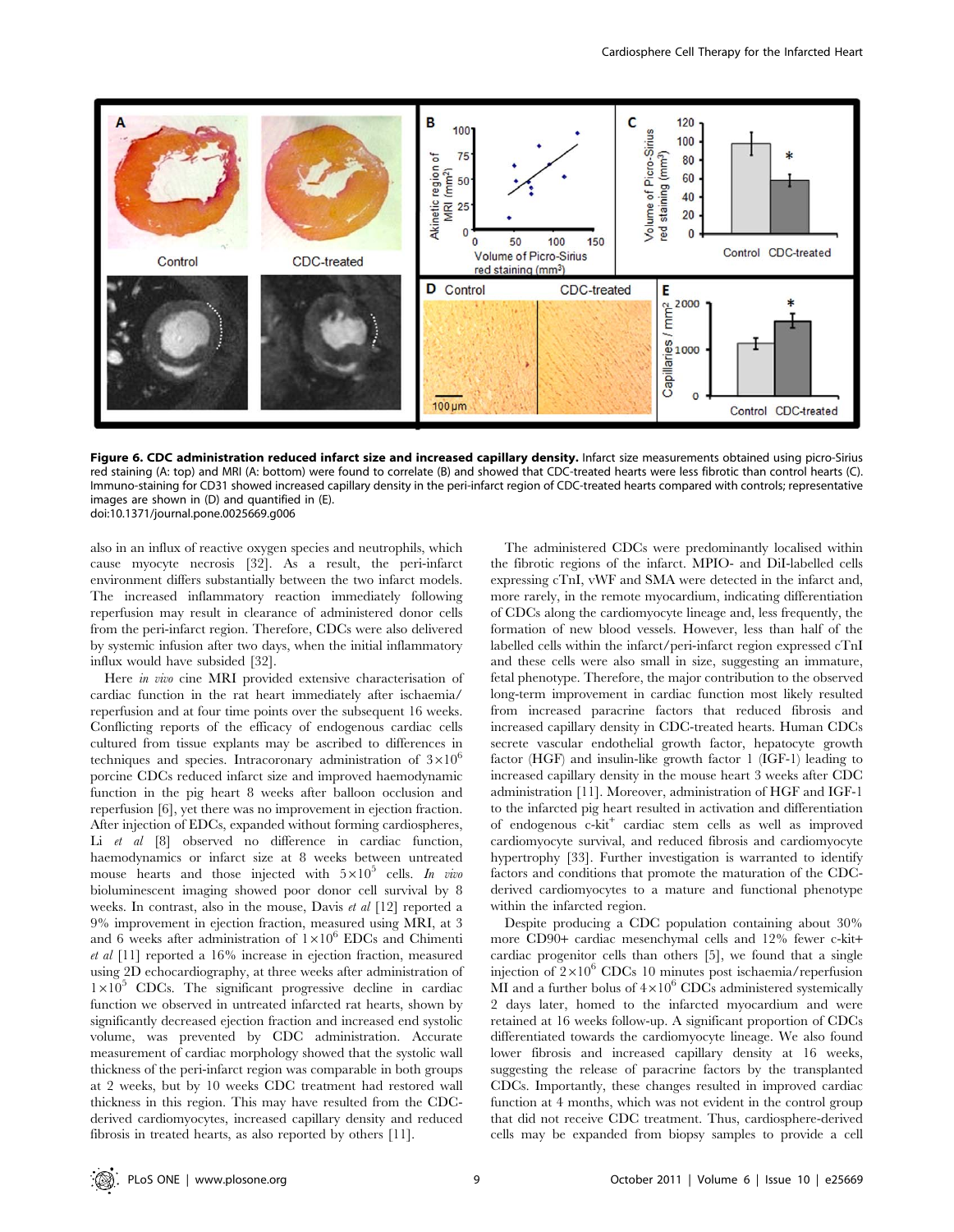**Figure 6. CDC administration reduced infarct size and increased capillary density.** Infarct size measurements obtained using picro-Sirius red staining (A: top) and MRI (A: bottom) were found to correlate (B) and showed that CDC-treated hearts were less fibrotic than control hearts (C). Immuno-staining for CD31 showed increased capillary density in the peri-infarct region of CDC-treated hearts compared with controls; representative images are shown in (D) and quantified in (E).
doi:10.1371/journal.pone.0025669.g006

also in an influx of reactive oxygen species and neutrophils, which cause myocyte necrosis [32]. As a result, the peri-infarct environment differs substantially between the two infarct models. The increased inflammatory reaction immediately following reperfusion may result in clearance of administered donor cells from the peri-infarct region. Therefore, CDCs were also delivered by systemic infusion after two days, when the initial inflammatory influx would have subsided [32].

Here *in vivo* cine MRI provided extensive characterisation of cardiac function in the rat heart immediately after ischaemia/reperfusion and at four time points over the subsequent 16 weeks. Conflicting reports of the efficacy of endogenous cardiac cells cultured from tissue explants may be ascribed to differences in techniques and species. Intracoronary administration of $3\times10^6$ porcine CDCs reduced infarct size and improved haemodynamic function in the pig heart 8 weeks after balloon occlusion and reperfusion [6], yet there was no improvement in ejection fraction. After injection of EDCs, expanded without forming cardiospheres, Li *et al* [8] observed no difference in cardiac function, haemodynamics or infarct size at 8 weeks between untreated mouse hearts and those injected with $5\times10^5$ cells. *In vivo* bioluminescent imaging showed poor donor cell survival by 8 weeks. In contrast, also in the mouse, Davis *et al* [12] reported a 9% improvement in ejection fraction, measured using MRI, at 3 and 6 weeks after administration of $1\times10^6$ EDCs and Chimenti *et al* [11] reported a 16% increase in ejection fraction, measured using 2D echocardiography, at three weeks after administration of $1\times10^5$ CDCs. The significant progressive decline in cardiac function we observed in untreated infarcted rat hearts, shown by significantly decreased ejection fraction and increased end systolic volume, was prevented by CDC administration. Accurate measurement of cardiac morphology showed that the systolic wall thickness of the peri-infarct region was comparable in both groups at 2 weeks, but by 10 weeks CDC treatment had restored wall thickness in this region. This may have resulted from the CDC-derived cardiomyocytes, increased capillary density and reduced fibrosis in treated hearts, as also reported by others [11].

The administered CDCs were predominantly localised within the fibrotic regions of the infarct. MPIO- and DiI-labelled cells expressing cTnI, vWF and SMA were detected in the infarct and, more rarely, in the remote myocardium, indicating differentiation of CDCs along the cardiomyocyte lineage and, less frequently, the formation of new blood vessels. However, less than half of the labelled cells within the infarct/peri-infarct region expressed cTnI and these cells were also small in size, suggesting an immature, fetal phenotype. Therefore, the major contribution to the observed long-term improvement in cardiac function most likely resulted from increased paracrine factors that reduced fibrosis and increased capillary density in CDC-treated hearts. Human CDCs secrete vascular endothelial growth factor, hepatocyte growth factor (HGF) and insulin-like growth factor 1 (IGF-1) leading to increased capillary density in the mouse heart 3 weeks after CDC administration [11]. Moreover, administration of HGF and IGF-1 to the infarcted pig heart resulted in activation and differentiation of endogenous c-kit$^+$ cardiac stem cells as well as improved cardiomyocyte survival, and reduced fibrosis and cardiomyocyte hypertrophy [33]. Further investigation is warranted to identify factors and conditions that promote the maturation of the CDC-derived cardiomyocytes to a mature and functional phenotype within the infarcted region.

Despite producing a CDC population containing about 30% more CD90+ cardiac mesenchymal cells and 12% fewer c-kit+ cardiac progenitor cells than others [5], we found that a single injection of $2\times10^6$ CDCs 10 minutes post ischaemia/reperfusion MI and a further bolus of $4\times10^6$ CDCs administered systemically 2 days later, homed to the infarcted myocardium and were retained at 16 weeks follow-up. A significant proportion of CDCs differentiated towards the cardiomyocyte lineage. We also found lower fibrosis and increased capillary density at 16 weeks, suggesting the release of paracrine factors by the transplanted CDCs. Importantly, these changes resulted in improved cardiac function at 4 months, which was not evident in the control group that did not receive CDC treatment. Thus, cardiosphere-derived cells may be expanded from biopsy samples to provide a cell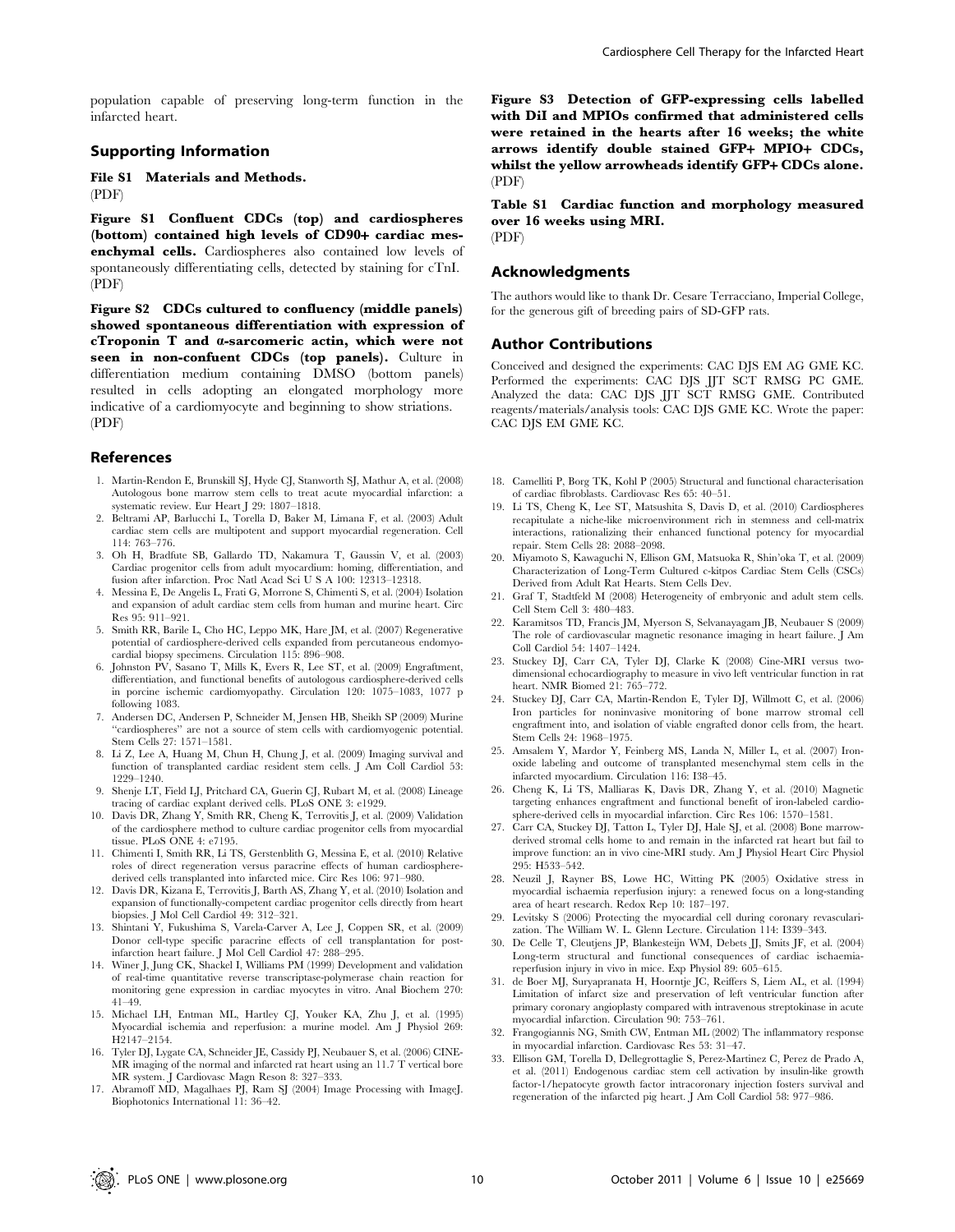population capable of preserving long-term function in the infarcted heart.

## Supporting Information

**File S1 Materials and Methods.**
(PDF)

**Figure S1 Confluent CDCs (top) and cardiospheres (bottom) contained high levels of CD90+ cardiac mesenchymal cells.** Cardiospheres also contained low levels of spontaneously differentiating cells, detected by staining for cTnI.
(PDF)

**Figure S2 CDCs cultured to confluency (middle panels) showed spontaneous differentiation with expression of cTroponin T and α-sarcomeric actin, which were not seen in non-confuent CDCs (top panels).** Culture in differentiation medium containing DMSO (bottom panels) resulted in cells adopting an elongated morphology more indicative of a cardiomyocyte and beginning to show striations.
(PDF)

**Figure S3 Detection of GFP-expressing cells labelled with DiI and MPIOs confirmed that administered cells were retained in the hearts after 16 weeks; the white arrows identify double stained GFP+ MPIO+ CDCs, whilst the yellow arrowheads identify GFP+ CDCs alone.**
(PDF)

**Table S1 Cardiac function and morphology measured over 16 weeks using MRI.**
(PDF)

## Acknowledgments

The authors would like to thank Dr. Cesare Terracciano, Imperial College, for the generous gift of breeding pairs of SD-GFP rats.

## Author Contributions

Conceived and designed the experiments: CAC DJS EM AG GME KC. Performed the experiments: CAC DJS JJT SCT RMSG PC GME. Analyzed the data: CAC DJS JJT SCT RMSG GME. Contributed reagents/materials/analysis tools: CAC DJS GME KC. Wrote the paper: CAC DJS EM GME KC.

## References

1. Martin-Rendon E, Brunskill SJ, Hyde CJ, Stanworth SJ, Mathur A, et al. (2008) Autologous bone marrow stem cells to treat acute myocardial infarction: a systematic review. Eur Heart J 29: 1807–1818.
2. Beltrami AP, Barlucchi L, Torella D, Baker M, Limana F, et al. (2003) Adult cardiac stem cells are multipotent and support myocardial regeneration. Cell 114: 763–776.
3. Oh H, Bradfute SB, Gallardo TD, Nakamura T, Gaussin V, et al. (2003) Cardiac progenitor cells from adult myocardium: homing, differentiation, and fusion after infarction. Proc Natl Acad Sci U S A 100: 12313–12318.
4. Messina E, De Angelis L, Frati G, Morrone S, Chimenti S, et al. (2004) Isolation and expansion of adult cardiac stem cells from human and murine heart. Circ Res 95: 911–921.
5. Smith RR, Barile L, Cho HC, Leppo MK, Hare JM, et al. (2007) Regenerative potential of cardiosphere-derived cells expanded from percutaneous endomyocardial biopsy specimens. Circulation 115: 896–908.
6. Johnston PV, Sasano T, Mills K, Evers R, Lee ST, et al. (2009) Engraftment, differentiation, and functional benefits of autologous cardiosphere-derived cells in porcine ischemic cardiomyopathy. Circulation 120: 1075–1083, 1077 p following 1083.
7. Andersen DC, Andersen P, Schneider M, Jensen HB, Sheikh SP (2009) Murine "cardiospheres" are not a source of stem cells with cardiomyogenic potential. Stem Cells 27: 1571–1581.
8. Li Z, Lee A, Huang M, Chun H, Chung J, et al. (2009) Imaging survival and function of transplanted cardiac resident stem cells. J Am Coll Cardiol 53: 1229–1240.
9. Shenje LT, Field LJ, Pritchard CA, Guerin CJ, Rubart M, et al. (2008) Lineage tracing of cardiac explant derived cells. PLoS ONE 3: e1929.
10. Davis DR, Zhang Y, Smith RR, Cheng K, Terrovitis J, et al. (2009) Validation of the cardiosphere method to culture cardiac progenitor cells from myocardial tissue. PLoS ONE 4: e7195.
11. Chimenti I, Smith RR, Li TS, Gerstenblith G, Messina E, et al. (2010) Relative roles of direct regeneration versus paracrine effects of human cardiosphere-derived cells transplanted into infarcted mice. Circ Res 106: 971–980.
12. Davis DR, Kizana E, Terrovitis J, Barth AS, Zhang Y, et al. (2010) Isolation and expansion of functionally-competent cardiac progenitor cells directly from heart biopsies. J Mol Cell Cardiol 49: 312–321.
13. Shintani Y, Fukushima S, Varela-Carver A, Lee J, Coppen SR, et al. (2009) Donor cell-type specific paracrine effects of cell transplantation for post-infarction heart failure. J Mol Cell Cardiol 47: 288–295.
14. Winer J, Jung CK, Shackel I, Williams PM (1999) Development and validation of real-time quantitative reverse transcriptase-polymerase chain reaction for monitoring gene expression in cardiac myocytes in vitro. Anal Biochem 270: 41–49.
15. Michael LH, Entman ML, Hartley CJ, Youker KA, Zhu J, et al. (1995) Myocardial ischemia and reperfusion: a murine model. Am J Physiol 269: H2147–2154.
16. Tyler DJ, Lygate CA, Schneider JE, Cassidy PJ, Neubauer S, et al. (2006) CINE-MR imaging of the normal and infarcted rat heart using an 11.7 T vertical bore MR system. J Cardiovasc Magn Reson 8: 327–333.
17. Abramoff MD, Magalhaes PJ, Ram SJ (2004) Image Processing with ImageJ. Biophotonics International 11: 36–42.
18. Camelliti P, Borg TK, Kohl P (2005) Structural and functional characterisation of cardiac fibroblasts. Cardiovasc Res 65: 40–51.
19. Li TS, Cheng K, Lee ST, Matsushita S, Davis D, et al. (2010) Cardiospheres recapitulate a niche-like microenvironment rich in stemness and cell-matrix interactions, rationalizing their enhanced functional potency for myocardial repair. Stem Cells 28: 2088–2098.
20. Miyamoto S, Kawaguchi N, Ellison GM, Matsuoka R, Shin'oka T, et al. (2009) Characterization of Long-Term Cultured c-kitpos Cardiac Stem Cells (CSCs) Derived from Adult Rat Hearts. Stem Cells Dev.
21. Graf T, Stadtfeld M (2008) Heterogeneity of embryonic and adult stem cells. Cell Stem Cell 3: 480–483.
22. Karamitsos TD, Francis JM, Myerson S, Selvanayagam JB, Neubauer S (2009) The role of cardiovascular magnetic resonance imaging in heart failure. J Am Coll Cardiol 54: 1407–1424.
23. Stuckey DJ, Carr CA, Tyler DJ, Clarke K (2008) Cine-MRI versus two-dimensional echocardiography to measure in vivo left ventricular function in rat heart. NMR Biomed 21: 765–772.
24. Stuckey DJ, Carr CA, Martin-Rendon E, Tyler DJ, Willmott C, et al. (2006) Iron particles for noninvasive monitoring of bone marrow stromal cell engraftment into, and isolation of viable engrafted donor cells from, the heart. Stem Cells 24: 1968–1975.
25. Amsalem Y, Mardor Y, Feinberg MS, Landa N, Miller L, et al. (2007) Iron-oxide labeling and outcome of transplanted mesenchymal stem cells in the infarcted myocardium. Circulation 116: I38–45.
26. Cheng K, Li TS, Malliaras K, Davis DR, Zhang Y, et al. (2010) Magnetic targeting enhances engraftment and functional benefit of iron-labeled cardiosphere-derived cells in myocardial infarction. Circ Res 106: 1570–1581.
27. Carr CA, Stuckey DJ, Tatton L, Tyler DJ, Hale SJ, et al. (2008) Bone marrow-derived stromal cells home to and remain in the infarcted rat heart but fail to improve function: an in vivo cine-MRI study. Am J Physiol Heart Circ Physiol 295: H533–542.
28. Neuzil J, Rayner BS, Lowe HC, Witting PK (2005) Oxidative stress in myocardial ischaemia reperfusion injury: a renewed focus on a long-standing area of heart research. Redox Rep 10: 187–197.
29. Levitsky S (2006) Protecting the myocardial cell during coronary revascularization. The William W. L. Glenn Lecture. Circulation 114: I339–343.
30. De Celle T, Cleutjens JP, Blankesteijn WM, Debets JJ, Smits JF, et al. (2004) Long-term structural and functional consequences of cardiac ischaemia-reperfusion injury in vivo in mice. Exp Physiol 89: 605–615.
31. de Boer MJ, Suryapranata H, Hoorntje JC, Reiffers S, Liem AL, et al. (1994) Limitation of infarct size and preservation of left ventricular function after primary coronary angioplasty compared with intravenous streptokinase in acute myocardial infarction. Circulation 90: 753–761.
32. Frangogiannis NG, Smith CW, Entman ML (2002) The inflammatory response in myocardial infarction. Cardiovasc Res 53: 31–47.
33. Ellison GM, Torella D, Dellegrottaglie S, Perez-Martinez C, Perez de Prado A, et al. (2011) Endogenous cardiac stem cell activation by insulin-like growth factor-1/hepatocyte growth factor intracoronary injection fosters survival and regeneration of the infarcted pig heart. J Am Coll Cardiol 58: 977–986.